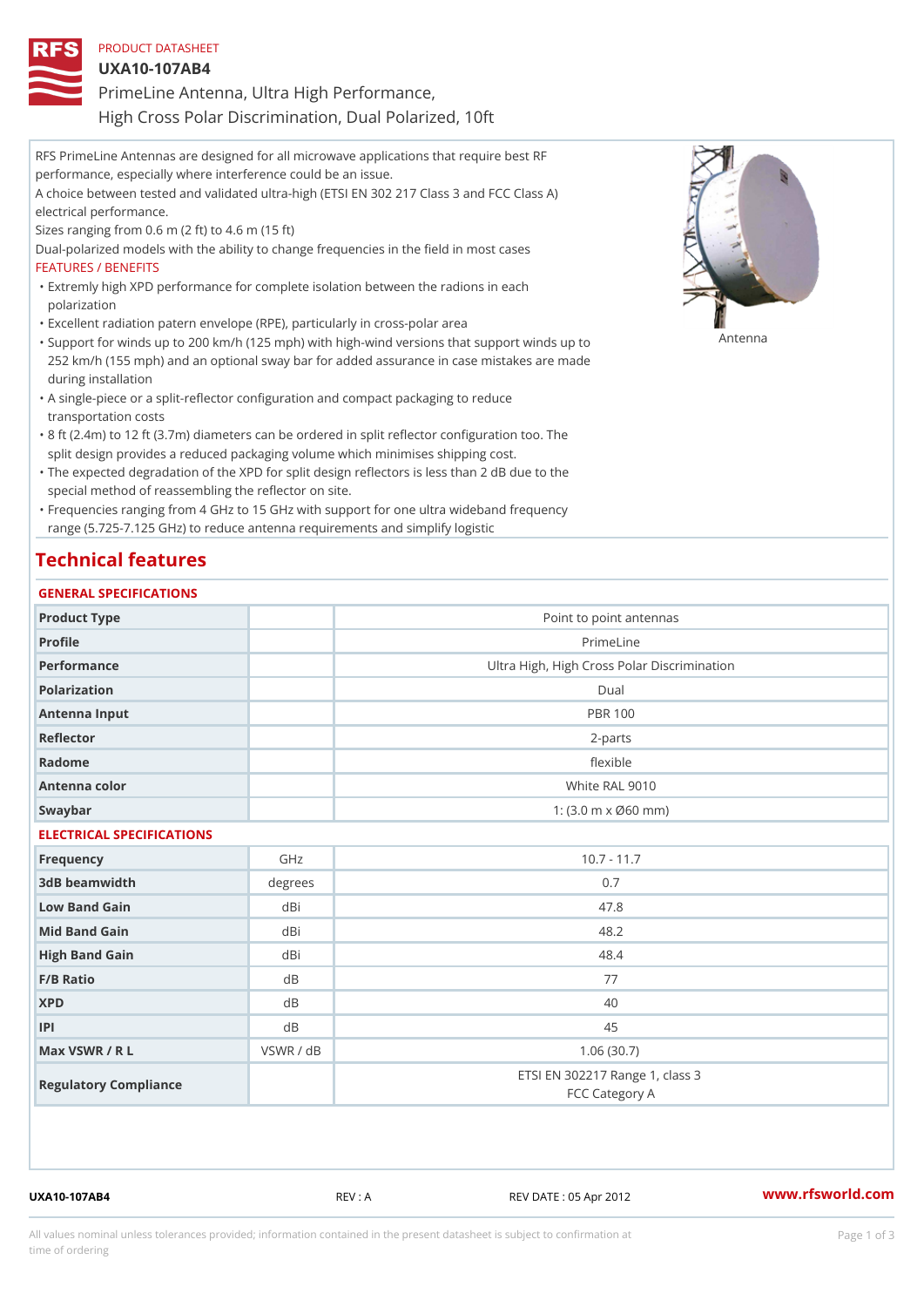PRODUCT DATASHEET

# UXA10-107AB4

## PrimeLine Antenna, Ultra High Performance, High Cross Polar Discrimination, Dual Polarized, 10ft

RFS PrimeLine Antennas are designed for all microwave applications that require best RF performance, especially where interference could be an issue.
A choice between tested and validated ultra-high (ETSI EN 302 217 Class 3 and FCC Class A) electrical performance.
Sizes ranging from 0.6 m (2 ft) to 4.6 m (15 ft)
Dual-polarized models with the ability to change frequencies in the field in most cases

FEATURES / BENEFITS

- Extremly high XPD performance for complete isolation between the radions in each polarization
- Excellent radiation patern envelope (RPE), particularly in cross-polar area
- Support for winds up to 200 km/h (125 mph) with high-wind versions that support winds up to 252 km/h (155 mph) and an optional sway bar for added assurance in case mistakes are made during installation
- A single-piece or a split-reflector configuration and compact packaging to reduce transportation costs
- 8 ft (2.4m) to 12 ft (3.7m) diameters can be ordered in split reflector configuration too. The split design provides a reduced packaging volume which minimises shipping cost.
- The expected degradation of the XPD for split design reflectors is less than 2 dB due to the special method of reassembling the reflector on site.
- Frequencies ranging from 4 GHz to 15 GHz with support for one ultra wideband frequency range (5.725-7.125 GHz) to reduce antenna requirements and simplify logistic

Antenna

## Technical features

### GENERAL SPECIFICATIONS

| | | |
|---|---|---|
| Product Type | | Point to point antennas |
| Profile | | PrimeLine |
| Performance | | Ultra High, High Cross Polar Discrimination |
| Polarization | | Dual |
| Antenna Input | | PBR 100 |
| Reflector | | 2-parts |
| Radome | | flexible |
| Antenna color | | White RAL 9010 |
| Swaybar | | 1: (3.0 m x Ø60 mm) |

### ELECTRICAL SPECIFICATIONS

| | | |
|---|---|---|
| Frequency | GHz | 10.7 - 11.7 |
| 3dB beamwidth | degrees | 0.7 |
| Low Band Gain | dBi | 47.8 |
| Mid Band Gain | dBi | 48.2 |
| High Band Gain | dBi | 48.4 |
| F/B Ratio | dB | 77 |
| XPD | dB | 40 |
| IPI | dB | 45 |
| Max VSWR / R L | VSWR / dB | 1.06 (30.7) |
| Regulatory Compliance | | ETSI EN 302217 Range 1, class 3<br>FCC Category A |

UXA10-107AB4 REV : A REV DATE : 05 Apr 2012 www.rfsworld.com

All values nominal unless tolerances provided; information contained in the present datasheet is subject to confirmation at time of ordering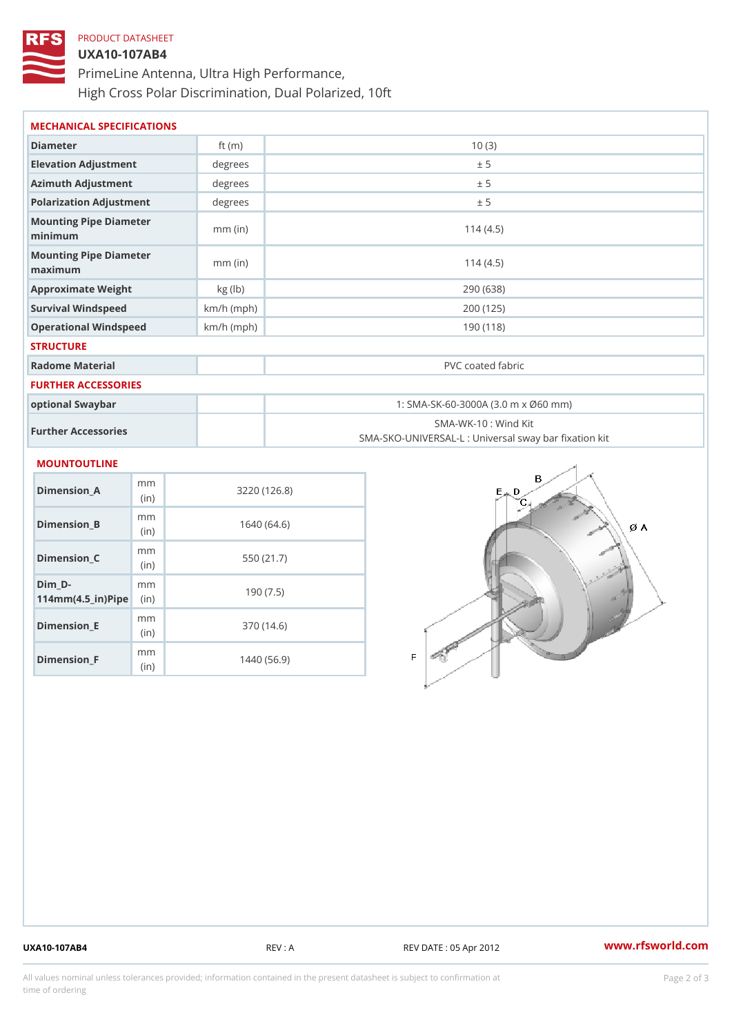PRODUCT DATASHEET

# UXA10-107AB4

PrimeLine Antenna, Ultra High Performance,
High Cross Polar Discrimination, Dual Polarized, 10ft

## MECHANICAL SPECIFICATIONS

| | | |
|---|---|---|
| Diameter | ft (m) | 10 (3) |
| Elevation Adjustment | degrees | ± 5 |
| Azimuth Adjustment | degrees | ± 5 |
| Polarization Adjustment | degrees | ± 5 |
| Mounting Pipe Diameter minimum | mm (in) | 114 (4.5) |
| Mounting Pipe Diameter maximum | mm (in) | 114 (4.5) |
| Approximate Weight | kg (lb) | 290 (638) |
| Survival Windspeed | km/h (mph) | 200 (125) |
| Operational Windspeed | km/h (mph) | 190 (118) |

## STRUCTURE

| | | |
|---|---|---|
| Radome Material | | PVC coated fabric |

## FURTHER ACCESSORIES

| | | |
|---|---|---|
| optional Swaybar | | 1: SMA-SK-60-3000A (3.0 m x Ø60 mm) |
| Further Accessories | | SMA-WK-10 : Wind Kit<br>SMA-SKO-UNIVERSAL-L : Universal sway bar fixation kit |

## MOUNTOUTLINE

| | | |
|---|---|---|
| Dimension_A | mm (in) | 3220 (126.8) |
| Dimension_B | mm (in) | 1640 (64.6) |
| Dimension_C | mm (in) | 550 (21.7) |
| Dim_D-114mm(4.5_in)Pipe | mm (in) | 190 (7.5) |
| Dimension_E | mm (in) | 370 (14.6) |
| Dimension_F | mm (in) | 1440 (56.9) |

UXA10-107AB4 REV : A REV DATE : 05 Apr 2012 www.rfsworld.com

All values nominal unless tolerances provided; information contained in the present datasheet is subject to confirmation at time of ordering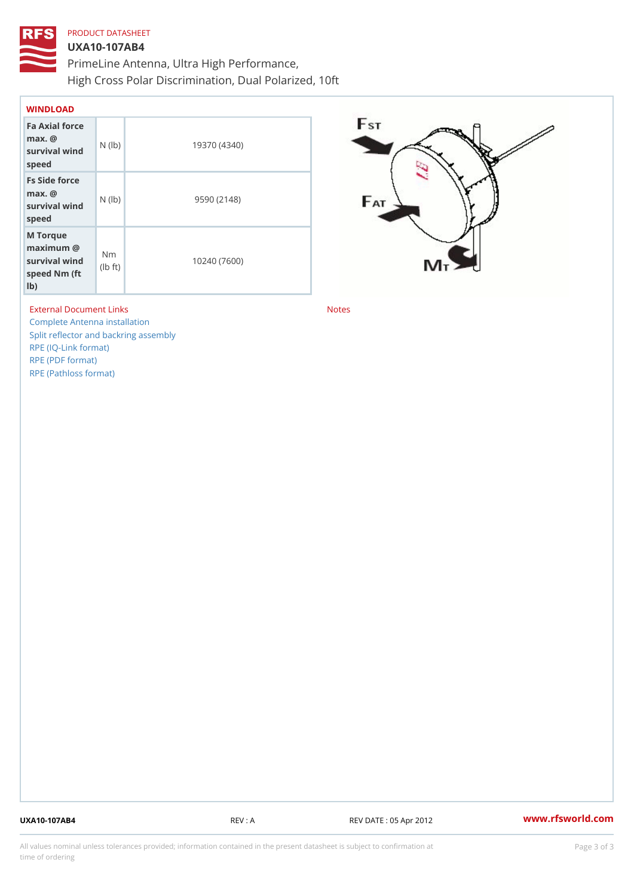PRODUCT DATASHEET

# UXA10-107AB4

PrimeLine Antenna, Ultra High Performance,
High Cross Polar Discrimination, Dual Polarized, 10ft

## WINDLOAD

| | | |
|---|---|---|
| Fa Axial force max. @ survival wind speed | N (lb) | 19370 (4340) |
| Fs Side force max. @ survival wind speed | N (lb) | 9590 (2148) |
| M Torque maximum @ survival wind speed Nm (ft lb) | Nm (lb ft) | 10240 (7600) |

FST

FAT

MT

External Document Links

Complete Antenna installation
Split reflector and backring assembly
RPE (IQ-Link format)
RPE (PDF format)
RPE (Pathloss format)

Notes

UXA10-107AB4 REV : A REV DATE : 05 Apr 2012 www.rfsworld.com

All values nominal unless tolerances provided; information contained in the present datasheet is subject to confirmation at time of ordering